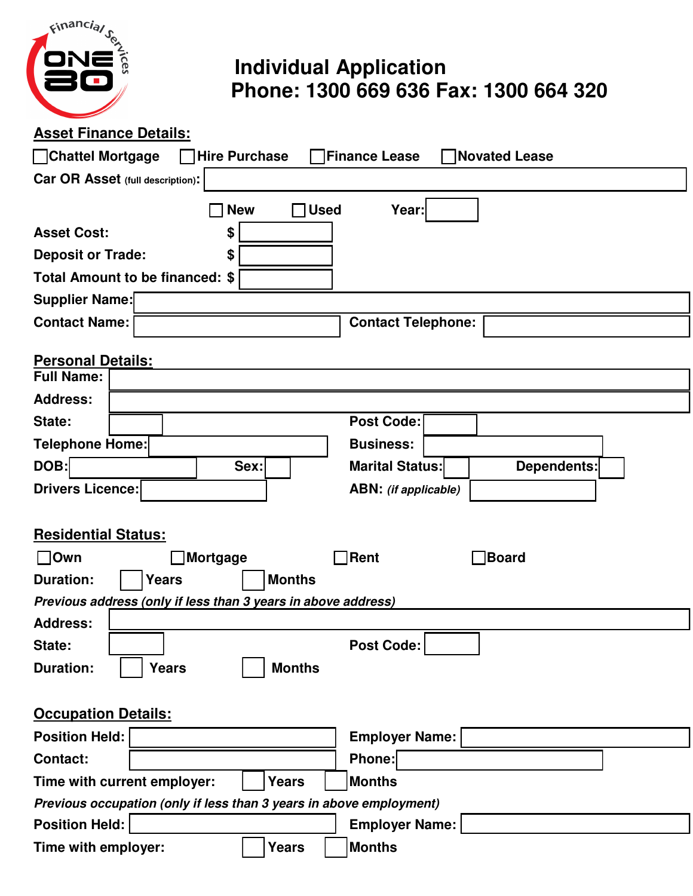# Individual Application

**Phone: 1300 669 636 Fax: 1300 664 320**

## Asset Finance Details:

☐ Chattel Mortgage ☐ Hire Purchase ☐ Finance Lease ☐ Novated Lease

**Car OR Asset** (full description): ______

☐ New ☐ Used **Year:** ______

**Asset Cost:** $ ______

**Deposit or Trade:** $ ______

**Total Amount to be financed:** $ ______

**Supplier Name:** ______

**Contact Name:** ______ **Contact Telephone:** ______

## Personal Details:

**Full Name:** ______

**Address:** ______

**State:** ______ **Post Code:** ______

**Telephone Home:** ______ **Business:** ______

**DOB:** ______ **Sex:** ______ **Marital Status:** ______ **Dependents:** ______

**Drivers Licence:** ______ **ABN:** *(if applicable)* ______

## Residential Status:

☐ Own ☐ Mortgage ☐ Rent ☐ Board

**Duration:** ______ Years ______ Months

*Previous address (only if less than 3 years in above address)*

**Address:** ______

**State:** ______ **Post Code:** ______

**Duration:** ______ Years ______ Months

## Occupation Details:

**Position Held:** ______ **Employer Name:** ______

**Contact:** ______ **Phone:** ______

**Time with current employer:** ______ Years ______ Months

*Previous occupation (only if less than 3 years in above employment)*

**Position Held:** ______ **Employer Name:** ______

**Time with employer:** ______ Years ______ Months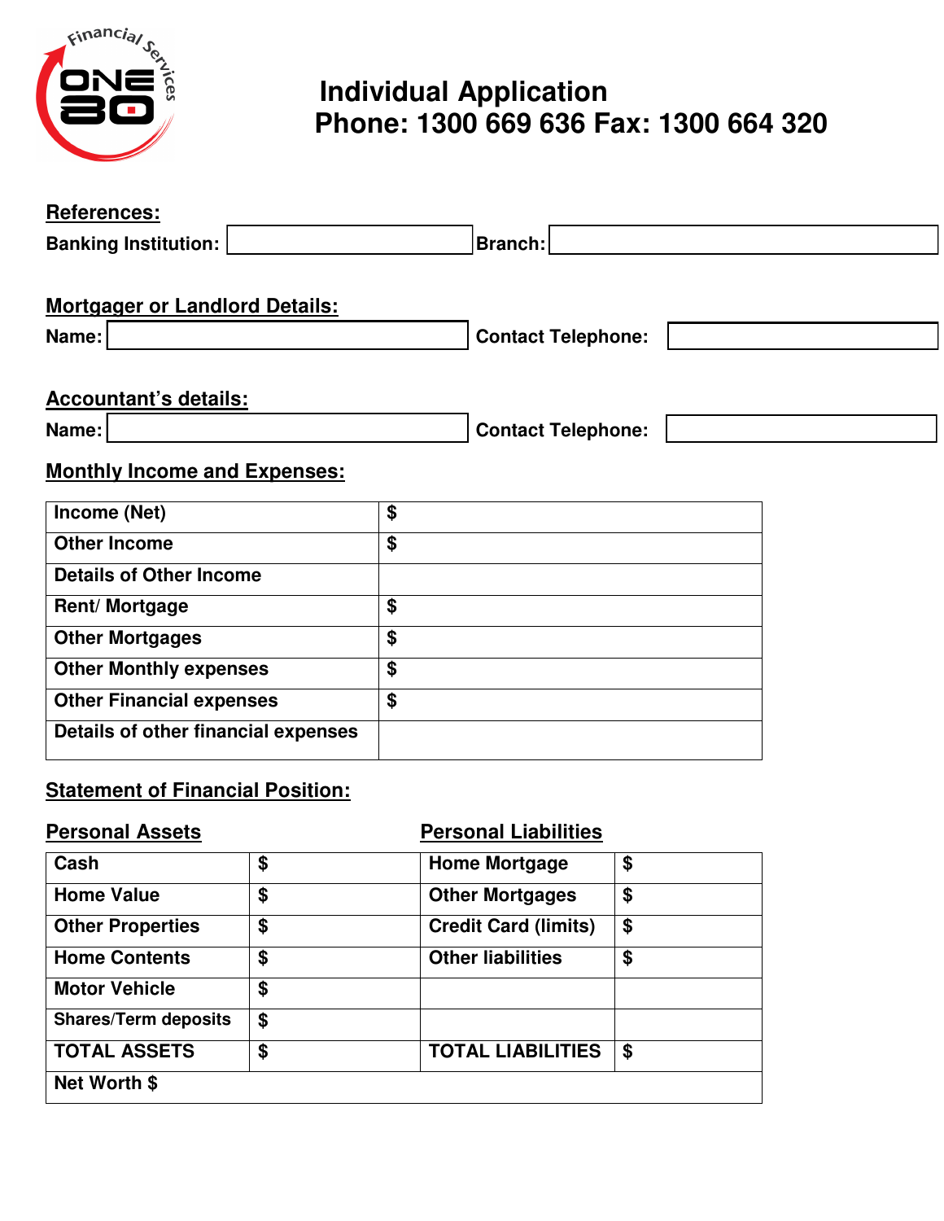# Individual Application

## Phone: 1300 669 636 Fax: 1300 664 320

**References:**

**Banking Institution:** &nbsp;&nbsp;&nbsp;&nbsp; **Branch:**

**Mortgager or Landlord Details:**

**Name:** &nbsp;&nbsp;&nbsp;&nbsp; **Contact Telephone:**

**Accountant's details:**

**Name:** &nbsp;&nbsp;&nbsp;&nbsp; **Contact Telephone:**

**Monthly Income and Expenses:**

| | |
|---|---|
| Income (Net) | $ |
| Other Income | $ |
| Details of Other Income | |
| Rent/ Mortgage | $ |
| Other Mortgages | $ |
| Other Monthly expenses | $ |
| Other Financial expenses | $ |
| Details of other financial expenses | |

**Statement of Financial Position:**

| Personal Assets | | Personal Liabilities | |
|---|---|---|---|
| Cash | $ | Home Mortgage | $ |
| Home Value | $ | Other Mortgages | $ |
| Other Properties | $ | Credit Card (limits) | $ |
| Home Contents | $ | Other liabilities | $ |
| Motor Vehicle | $ | | |
| Shares/Term deposits | $ | | |
| TOTAL ASSETS | $ | TOTAL LIABILITIES | $ |
| Net Worth $ | | | |